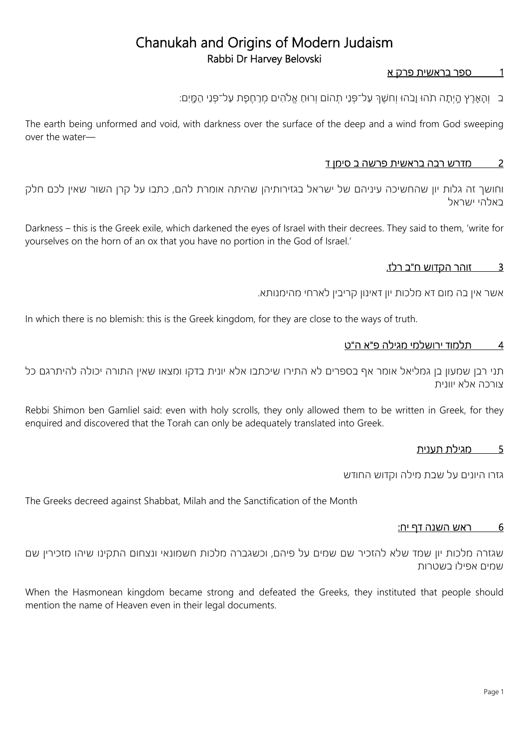# Chanukah and Origins of Modern Judaism

## Rabbi Dr Harvey Belovski

### 1 ספר בראשית פרק א

ב וְהָאָרֶץ הָיְתָה תֹהוּ וָבֹהוּ וְחֹשֶׁךְ עַל־פְּנֵי תְהוֹם וְרוּחַ אֱלֹהִים מְרַחֶפֶת עַל־פְּנֵי הַמָּיִם:

The earth being unformed and void, with darkness over the surface of the deep and a wind from God sweeping over the water—

### 2 מדרש רבה בראשית פרשה ב סימן ד

וחושך זה גלות יון שהחשיכה עיניהם של ישראל בגזירותיהן שהיתה אומרת להם, כתבו על קרן השור שאין לכם חלק באלהי ישראל

Darkness – this is the Greek exile, which darkened the eyes of Israel with their decrees. They said to them, 'write for yourselves on the horn of an ox that you have no portion in the God of Israel.'

### 3 זוהר הקדוש ח"ב רלז.

אשר אין בה מום דא מלכות יון דאינון קריבין לארחי מהימנותא.

In which there is no blemish: this is the Greek kingdom, for they are close to the ways of truth.

### 4 תלמוד ירושלמי מגילה פ"א ה"ט

תני רבן שמעון בן גמליאל אומר אף בספרים לא התירו שיכתבו אלא יונית בדקו ומצאו שאין התורה יכולה להיתרגם כל צורכה אלא יוונית

Rebbi Shimon ben Gamliel said: even with holy scrolls, they only allowed them to be written in Greek, for they enquired and discovered that the Torah can only be adequately translated into Greek.

### 5 מגילת תענית

גזרו היונים על שבת מילה וקדוש החודש

The Greeks decreed against Shabbat, Milah and the Sanctification of the Month

### 6 ראש השנה דף יח:

שגזרה מלכות יון שמד שלא להזכיר שם שמים על פיהם, וכשגברה מלכות חשמונאי ונצחום התקינו שיהו מזכירין שם שמים אפילו בשטרות

When the Hasmonean kingdom became strong and defeated the Greeks, they instituted that people should mention the name of Heaven even in their legal documents.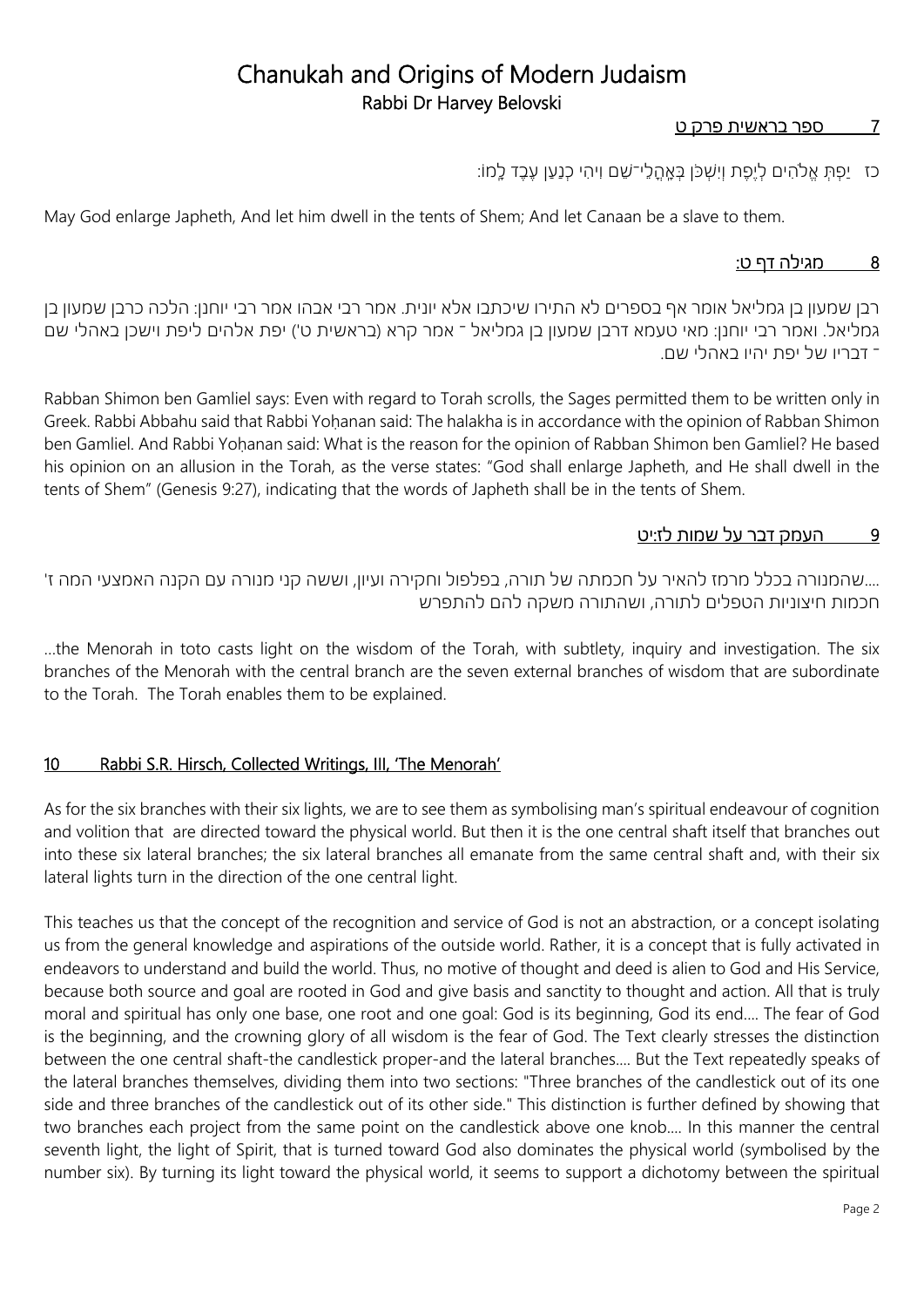# Chanukah and Origins of Modern Judaism

## Rabbi Dr Harvey Belovski

### 7 ספר בראשית פרק ט

כז יַפְתְּ אֱלֹהִים לְיֶפֶת וְיִשְׁכֹּן בְּאׇהֳלֵי־שֵׁם וִיהִי כְנַעַן עֶבֶד לָמוֹ:

May God enlarge Japheth, And let him dwell in the tents of Shem; And let Canaan be a slave to them.

### 8 מגילה דף ט:

רבן שמעון בן גמליאל אומר אף בספרים לא התירו שיכתבו אלא יונית. אמר רבי אבהו אמר רבי יוחנן: הלכה כרבן שמעון בן גמליאל. ואמר רבי יוחנן: מאי טעמא דרבן שמעון בן גמליאל ־ אמר קרא (בראשית ט') יפת אלהים ליפת וישכן באהלי שם ־ דבריו של יפת יהיו באהלי שם.

Rabban Shimon ben Gamliel says: Even with regard to Torah scrolls, the Sages permitted them to be written only in Greek. Rabbi Abbahu said that Rabbi Yoḥanan said: The halakha is in accordance with the opinion of Rabban Shimon ben Gamliel. And Rabbi Yoḥanan said: What is the reason for the opinion of Rabban Shimon ben Gamliel? He based his opinion on an allusion in the Torah, as the verse states: "God shall enlarge Japheth, and He shall dwell in the tents of Shem" (Genesis 9:27), indicating that the words of Japheth shall be in the tents of Shem.

### 9 העמק דבר על שמות לז:יט

....שהמנורה בכלל מרמז להאיר על חכמתה של תורה, בפלפול וחקירה ועיון, וששה קני מנורה עם הקנה האמצעי המה ז' חכמות חיצוניות הטפלים לתורה, ושהתורה משקה להם להתפרש

...the Menorah in toto casts light on the wisdom of the Torah, with subtlety, inquiry and investigation. The six branches of the Menorah with the central branch are the seven external branches of wisdom that are subordinate to the Torah. The Torah enables them to be explained.

### 10 Rabbi S.R. Hirsch, Collected Writings, III, 'The Menorah'

As for the six branches with their six lights, we are to see them as symbolising man's spiritual endeavour of cognition and volition that are directed toward the physical world. But then it is the one central shaft itself that branches out into these six lateral branches; the six lateral branches all emanate from the same central shaft and, with their six lateral lights turn in the direction of the one central light.

This teaches us that the concept of the recognition and service of God is not an abstraction, or a concept isolating us from the general knowledge and aspirations of the outside world. Rather, it is a concept that is fully activated in endeavors to understand and build the world. Thus, no motive of thought and deed is alien to God and His Service, because both source and goal are rooted in God and give basis and sanctity to thought and action. All that is truly moral and spiritual has only one base, one root and one goal: God is its beginning, God its end.... The fear of God is the beginning, and the crowning glory of all wisdom is the fear of God. The Text clearly stresses the distinction between the one central shaft-the candlestick proper-and the lateral branches.... But the Text repeatedly speaks of the lateral branches themselves, dividing them into two sections: "Three branches of the candlestick out of its one side and three branches of the candlestick out of its other side." This distinction is further defined by showing that two branches each project from the same point on the candlestick above one knob.... In this manner the central seventh light, the light of Spirit, that is turned toward God also dominates the physical world (symbolised by the number six). By turning its light toward the physical world, it seems to support a dichotomy between the spiritual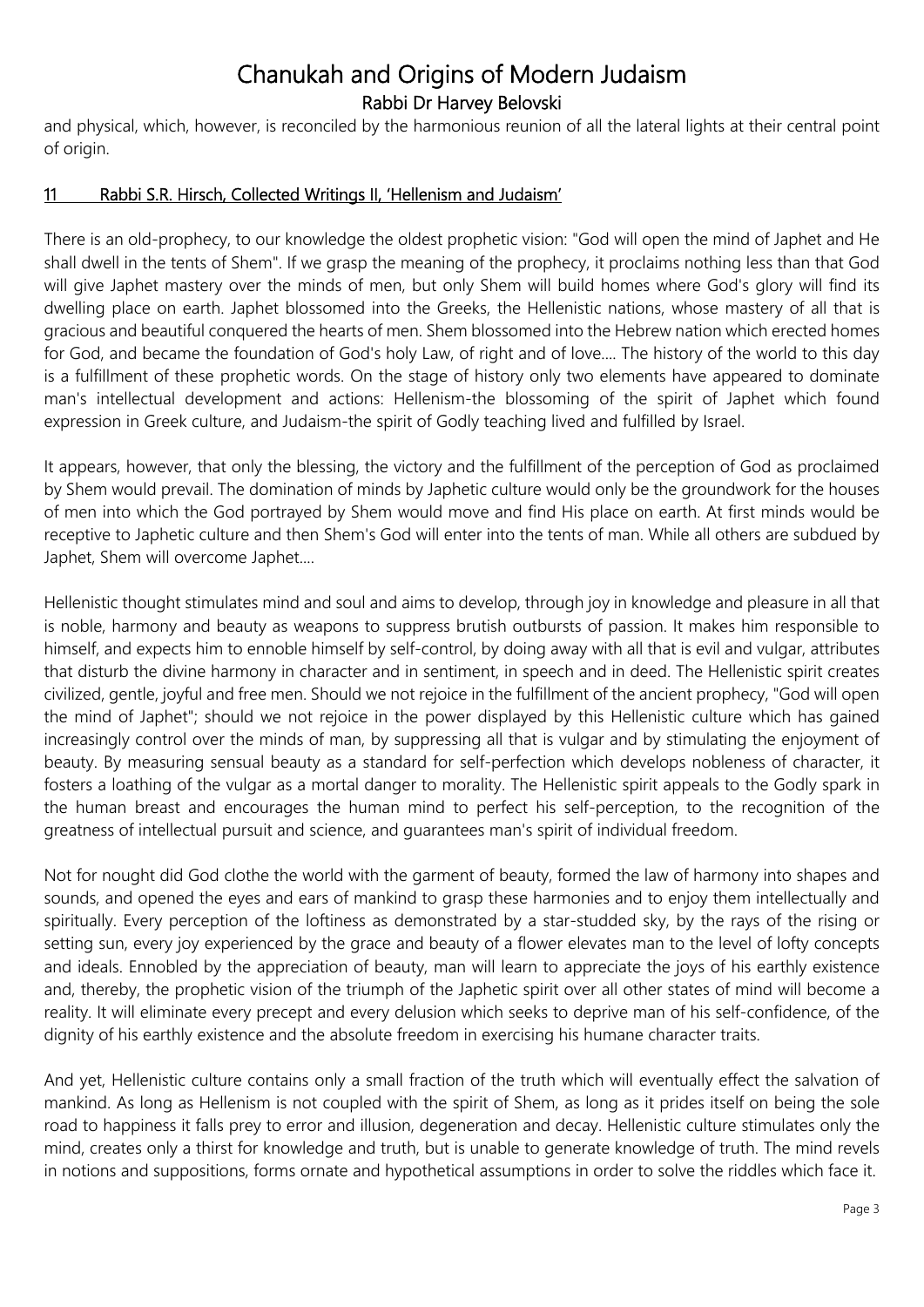and physical, which, however, is reconciled by the harmonious reunion of all the lateral lights at their central point of origin.

## 11 Rabbi S.R. Hirsch, Collected Writings II, 'Hellenism and Judaism'

There is an old-prophecy, to our knowledge the oldest prophetic vision: "God will open the mind of Japhet and He shall dwell in the tents of Shem". If we grasp the meaning of the prophecy, it proclaims nothing less than that God will give Japhet mastery over the minds of men, but only Shem will build homes where God's glory will find its dwelling place on earth. Japhet blossomed into the Greeks, the Hellenistic nations, whose mastery of all that is gracious and beautiful conquered the hearts of men. Shem blossomed into the Hebrew nation which erected homes for God, and became the foundation of God's holy Law, of right and of love.... The history of the world to this day is a fulfillment of these prophetic words. On the stage of history only two elements have appeared to dominate man's intellectual development and actions: Hellenism-the blossoming of the spirit of Japhet which found expression in Greek culture, and Judaism-the spirit of Godly teaching lived and fulfilled by Israel.

It appears, however, that only the blessing, the victory and the fulfillment of the perception of God as proclaimed by Shem would prevail. The domination of minds by Japhetic culture would only be the groundwork for the houses of men into which the God portrayed by Shem would move and find His place on earth. At first minds would be receptive to Japhetic culture and then Shem's God will enter into the tents of man. While all others are subdued by Japhet, Shem will overcome Japhet....

Hellenistic thought stimulates mind and soul and aims to develop, through joy in knowledge and pleasure in all that is noble, harmony and beauty as weapons to suppress brutish outbursts of passion. It makes him responsible to himself, and expects him to ennoble himself by self-control, by doing away with all that is evil and vulgar, attributes that disturb the divine harmony in character and in sentiment, in speech and in deed. The Hellenistic spirit creates civilized, gentle, joyful and free men. Should we not rejoice in the fulfillment of the ancient prophecy, "God will open the mind of Japhet"; should we not rejoice in the power displayed by this Hellenistic culture which has gained increasingly control over the minds of man, by suppressing all that is vulgar and by stimulating the enjoyment of beauty. By measuring sensual beauty as a standard for self-perfection which develops nobleness of character, it fosters a loathing of the vulgar as a mortal danger to morality. The Hellenistic spirit appeals to the Godly spark in the human breast and encourages the human mind to perfect his self-perception, to the recognition of the greatness of intellectual pursuit and science, and guarantees man's spirit of individual freedom.

Not for nought did God clothe the world with the garment of beauty, formed the law of harmony into shapes and sounds, and opened the eyes and ears of mankind to grasp these harmonies and to enjoy them intellectually and spiritually. Every perception of the loftiness as demonstrated by a star-studded sky, by the rays of the rising or setting sun, every joy experienced by the grace and beauty of a flower elevates man to the level of lofty concepts and ideals. Ennobled by the appreciation of beauty, man will learn to appreciate the joys of his earthly existence and, thereby, the prophetic vision of the triumph of the Japhetic spirit over all other states of mind will become a reality. It will eliminate every precept and every delusion which seeks to deprive man of his self-confidence, of the dignity of his earthly existence and the absolute freedom in exercising his humane character traits.

And yet, Hellenistic culture contains only a small fraction of the truth which will eventually effect the salvation of mankind. As long as Hellenism is not coupled with the spirit of Shem, as long as it prides itself on being the sole road to happiness it falls prey to error and illusion, degeneration and decay. Hellenistic culture stimulates only the mind, creates only a thirst for knowledge and truth, but is unable to generate knowledge of truth. The mind revels in notions and suppositions, forms ornate and hypothetical assumptions in order to solve the riddles which face it.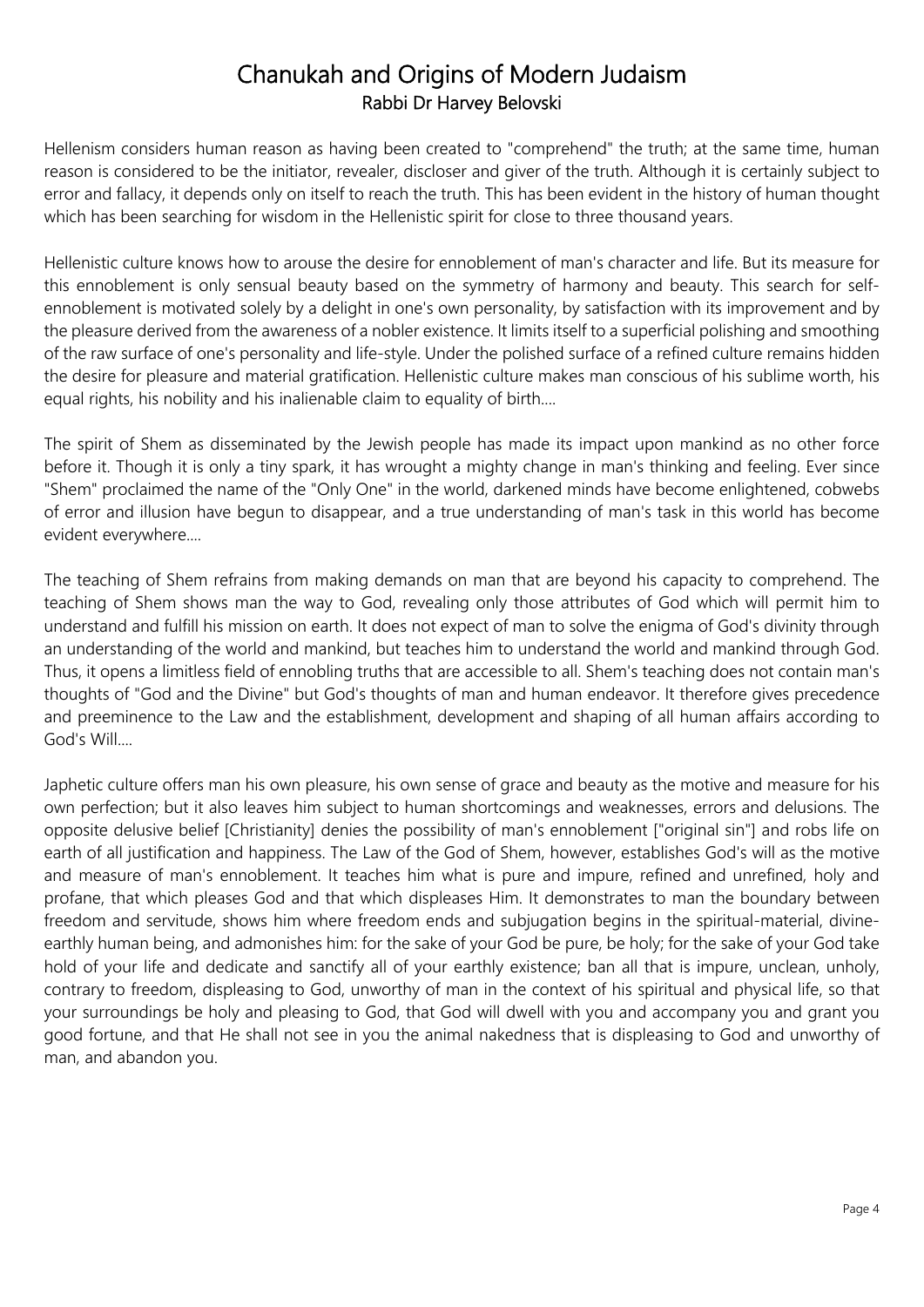# Chanukah and Origins of Modern Judaism

## Rabbi Dr Harvey Belovski

Hellenism considers human reason as having been created to "comprehend" the truth; at the same time, human reason is considered to be the initiator, revealer, discloser and giver of the truth. Although it is certainly subject to error and fallacy, it depends only on itself to reach the truth. This has been evident in the history of human thought which has been searching for wisdom in the Hellenistic spirit for close to three thousand years.

Hellenistic culture knows how to arouse the desire for ennoblement of man's character and life. But its measure for this ennoblement is only sensual beauty based on the symmetry of harmony and beauty. This search for self-ennoblement is motivated solely by a delight in one's own personality, by satisfaction with its improvement and by the pleasure derived from the awareness of a nobler existence. It limits itself to a superficial polishing and smoothing of the raw surface of one's personality and life-style. Under the polished surface of a refined culture remains hidden the desire for pleasure and material gratification. Hellenistic culture makes man conscious of his sublime worth, his equal rights, his nobility and his inalienable claim to equality of birth....

The spirit of Shem as disseminated by the Jewish people has made its impact upon mankind as no other force before it. Though it is only a tiny spark, it has wrought a mighty change in man's thinking and feeling. Ever since "Shem" proclaimed the name of the "Only One" in the world, darkened minds have become enlightened, cobwebs of error and illusion have begun to disappear, and a true understanding of man's task in this world has become evident everywhere....

The teaching of Shem refrains from making demands on man that are beyond his capacity to comprehend. The teaching of Shem shows man the way to God, revealing only those attributes of God which will permit him to understand and fulfill his mission on earth. It does not expect of man to solve the enigma of God's divinity through an understanding of the world and mankind, but teaches him to understand the world and mankind through God. Thus, it opens a limitless field of ennobling truths that are accessible to all. Shem's teaching does not contain man's thoughts of "God and the Divine" but God's thoughts of man and human endeavor. It therefore gives precedence and preeminence to the Law and the establishment, development and shaping of all human affairs according to God's Will....

Japhetic culture offers man his own pleasure, his own sense of grace and beauty as the motive and measure for his own perfection; but it also leaves him subject to human shortcomings and weaknesses, errors and delusions. The opposite delusive belief [Christianity] denies the possibility of man's ennoblement ["original sin"] and robs life on earth of all justification and happiness. The Law of the God of Shem, however, establishes God's will as the motive and measure of man's ennoblement. It teaches him what is pure and impure, refined and unrefined, holy and profane, that which pleases God and that which displeases Him. It demonstrates to man the boundary between freedom and servitude, shows him where freedom ends and subjugation begins in the spiritual-material, divine-earthly human being, and admonishes him: for the sake of your God be pure, be holy; for the sake of your God take hold of your life and dedicate and sanctify all of your earthly existence; ban all that is impure, unclean, unholy, contrary to freedom, displeasing to God, unworthy of man in the context of his spiritual and physical life, so that your surroundings be holy and pleasing to God, that God will dwell with you and accompany you and grant you good fortune, and that He shall not see in you the animal nakedness that is displeasing to God and unworthy of man, and abandon you.